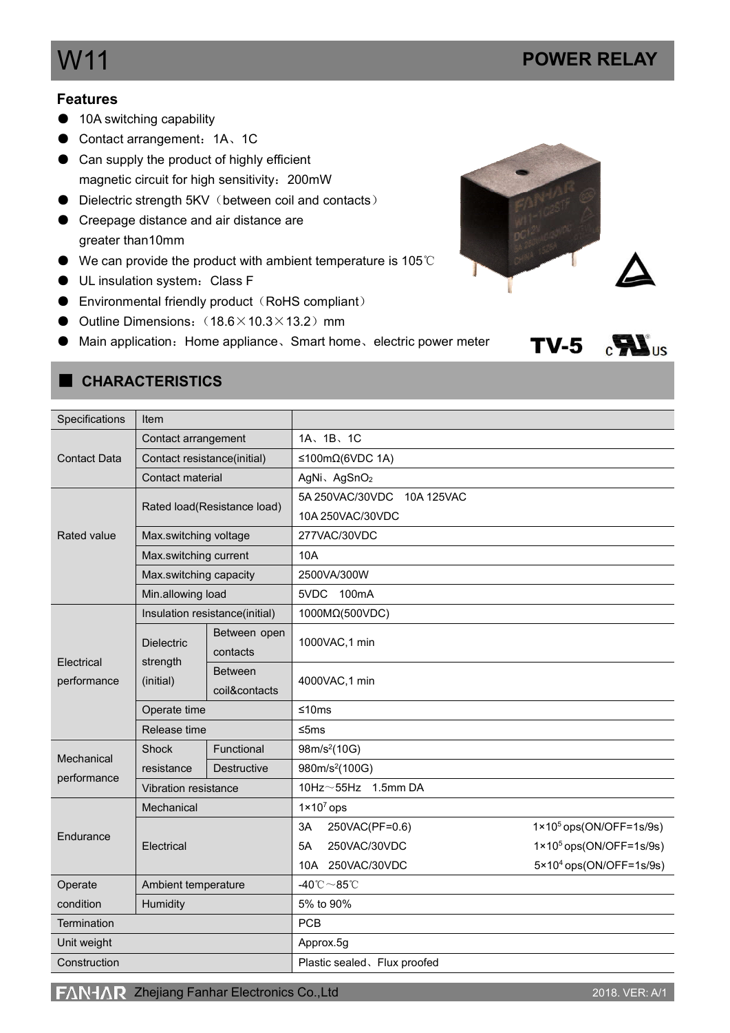# W11

**POWER RELAY**

## Features

- 10A switching capability
- Contact arrangement：1A、1C
- Can supply the product of highly efficient magnetic circuit for high sensitivity：200mW
- Dielectric strength 5KV（between coil and contacts）
- Creepage distance and air distance are greater than10mm
- We can provide the product with ambient temperature is 105℃
- UL insulation system：Class F
- Environmental friendly product（RoHS compliant）
- Outline Dimensions：（18.6×10.3×13.2）mm
- Main application：Home appliance、Smart home、electric power meter

TV-5

## CHARACTERISTICS

| Specifications | Item | | | |
|---|---|---|---|---|
| Contact Data | Contact arrangement | | 1A、1B、1C | |
| | Contact resistance(initial) | | ≤100mΩ(6VDC 1A) | |
| | Contact material | | AgNi、$AgSnO_2$ | |
| Rated value | Rated load(Resistance load) | | 5A 250VAC/30VDC 10A 125VAC<br>10A 250VAC/30VDC | |
| | Max.switching voltage | | 277VAC/30VDC | |
| | Max.switching current | | 10A | |
| | Max.switching capacity | | 2500VA/300W | |
| | Min.allowing load | | 5VDC 100mA | |
| Electrical performance | Insulation resistance(initial) | | 1000MΩ(500VDC) | |
| | Dielectric strength (initial) | Between open contacts | 1000VAC,1 min | |
| | | Between coil&contacts | 4000VAC,1 min | |
| | Operate time | | ≤10ms | |
| | Release time | | ≤5ms | |
| Mechanical performance | Shock resistance | Functional | $98m/s^2$(10G) | |
| | | Destructive | $980m/s^2$(100G) | |
| | Vibration resistance | | 10Hz～55Hz 1.5mm DA | |
| Endurance | Mechanical | | $1\times10^7$ ops | |
| | Electrical | | 3A 250VAC(PF=0.6) | $1\times10^5$ ops(ON/OFF=1s/9s) |
| | | | 5A 250VAC/30VDC | $1\times10^5$ ops(ON/OFF=1s/9s) |
| | | | 10A 250VAC/30VDC | $5\times10^4$ ops(ON/OFF=1s/9s) |
| Operate condition | Ambient temperature | | -40℃～85℃ | |
| | Humidity | | 5% to 90% | |
| Termination | | | PCB | |
| Unit weight | | | Approx.5g | |
| Construction | | | Plastic sealed、Flux proofed | |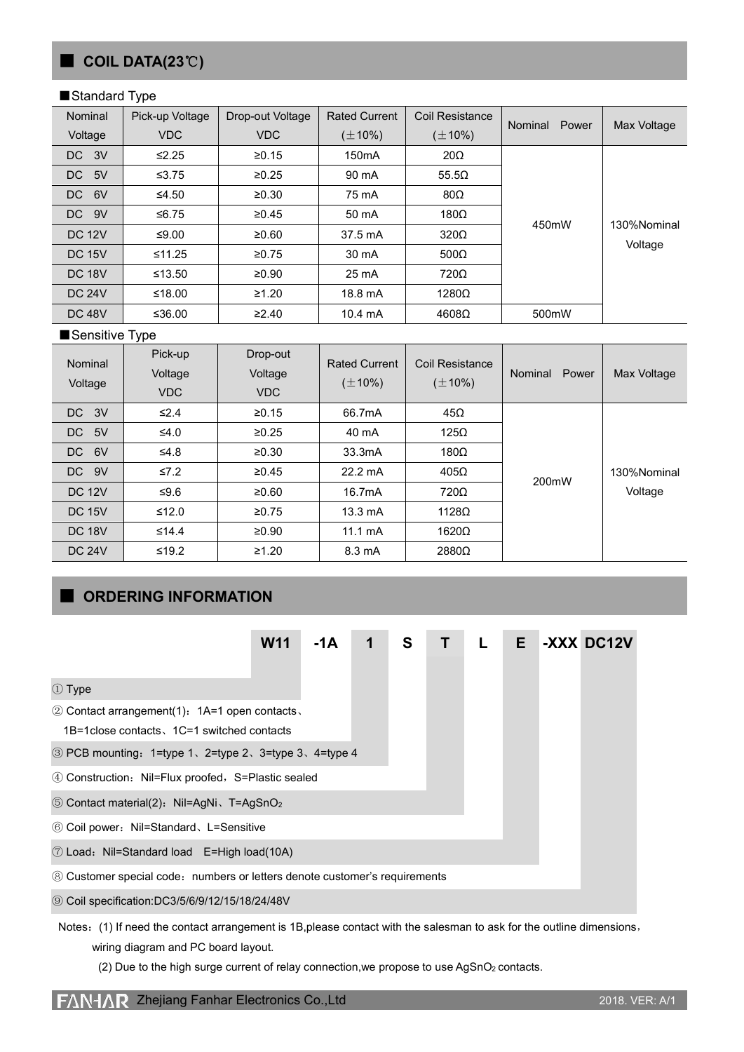## ■ COIL DATA(23℃)

■Standard Type

| Nominal Voltage | Pick-up Voltage VDC | Drop-out Voltage VDC | Rated Current (±10%) | Coil Resistance (±10%) | Nominal Power | Max Voltage |
|---|---|---|---|---|---|---|
| DC 3V | ≤2.25 | ≥0.15 | 150mA | 20Ω | 450mW | 130%Nominal Voltage |
| DC 5V | ≤3.75 | ≥0.25 | 90 mA | 55.5Ω | | |
| DC 6V | ≤4.50 | ≥0.30 | 75 mA | 80Ω | | |
| DC 9V | ≤6.75 | ≥0.45 | 50 mA | 180Ω | | |
| DC 12V | ≤9.00 | ≥0.60 | 37.5 mA | 320Ω | | |
| DC 15V | ≤11.25 | ≥0.75 | 30 mA | 500Ω | | |
| DC 18V | ≤13.50 | ≥0.90 | 25 mA | 720Ω | | |
| DC 24V | ≤18.00 | ≥1.20 | 18.8 mA | 1280Ω | | |
| DC 48V | ≤36.00 | ≥2.40 | 10.4 mA | 4608Ω | 500mW | |

■Sensitive Type

| Nominal Voltage | Pick-up Voltage VDC | Drop-out Voltage VDC | Rated Current (±10%) | Coil Resistance (±10%) | Nominal Power | Max Voltage |
|---|---|---|---|---|---|---|
| DC 3V | ≤2.4 | ≥0.15 | 66.7mA | 45Ω | 200mW | 130%Nominal Voltage |
| DC 5V | ≤4.0 | ≥0.25 | 40 mA | 125Ω | | |
| DC 6V | ≤4.8 | ≥0.30 | 33.3mA | 180Ω | | |
| DC 9V | ≤7.2 | ≥0.45 | 22.2 mA | 405Ω | | |
| DC 12V | ≤9.6 | ≥0.60 | 16.7mA | 720Ω | | |
| DC 15V | ≤12.0 | ≥0.75 | 13.3 mA | 1128Ω | | |
| DC 18V | ≤14.4 | ≥0.90 | 11.1 mA | 1620Ω | | |
| DC 24V | ≤19.2 | ≥1.20 | 8.3 mA | 2880Ω | | |

## ■ ORDERING INFORMATION

**W11 -1A 1 S T L E -XXX DC12V**

① Type

② Contact arrangement(1)：1A=1 open contacts、1B=1close contacts、1C=1 switched contacts

③ PCB mounting：1=type 1、2=type 2、3=type 3、4=type 4

④ Construction：Nil=Flux proofed，S=Plastic sealed

⑤ Contact material(2)：Nil=AgNi、T=$AgSnO_2$

⑥ Coil power：Nil=Standard、L=Sensitive

⑦ Load：Nil=Standard load E=High load(10A)

⑧ Customer special code：numbers or letters denote customer's requirements

⑨ Coil specification:DC3/5/6/9/12/15/18/24/48V

Notes：(1) If need the contact arrangement is 1B,please contact with the salesman to ask for the outline dimensions，wiring diagram and PC board layout.

(2) Due to the high surge current of relay connection,we propose to use $AgSnO_2$ contacts.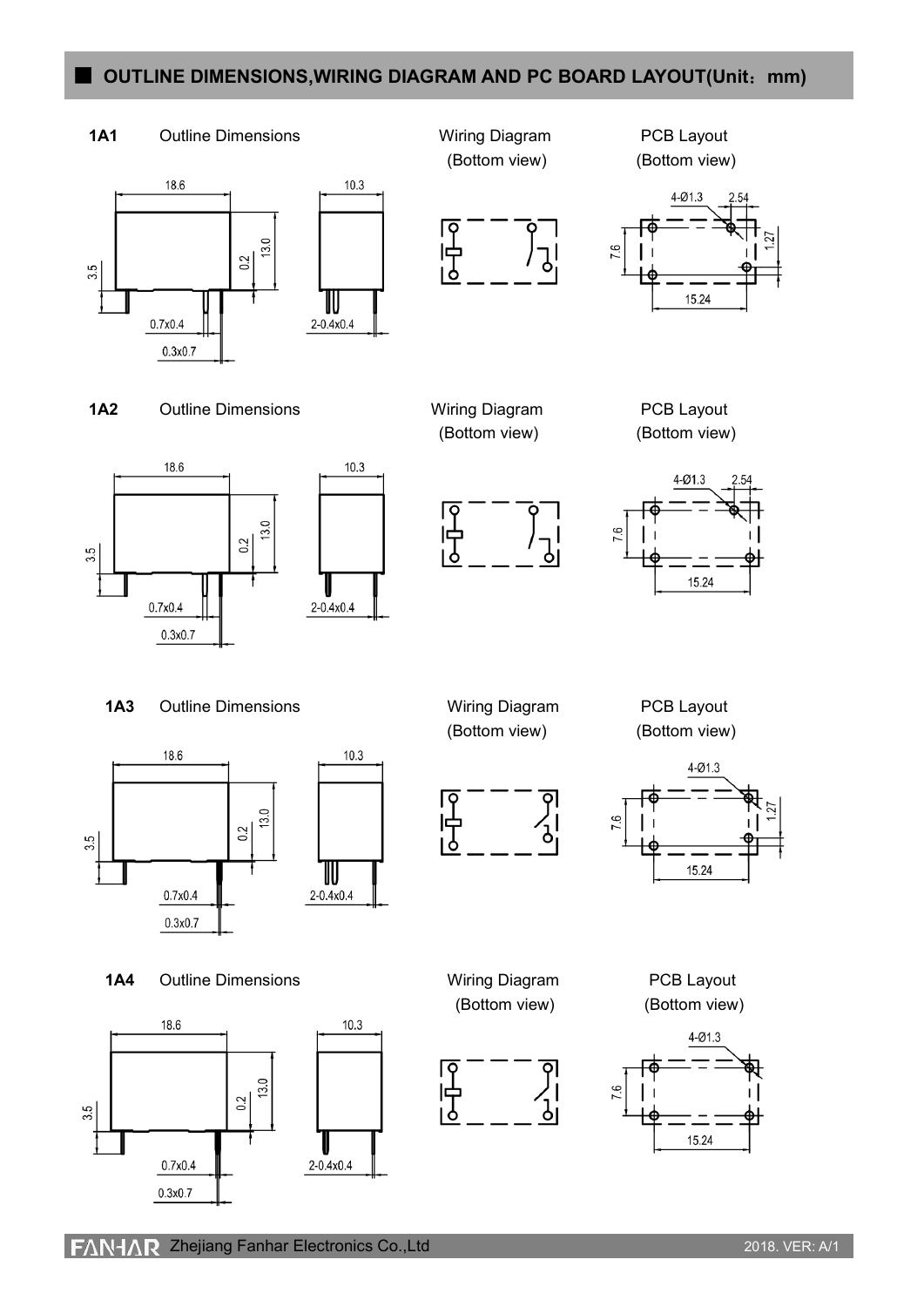## OUTLINE DIMENSIONS,WIRING DIAGRAM AND PC BOARD LAYOUT(Unit：mm)

**1A1** Outline Dimensions | Wiring Diagram (Bottom view) | PCB Layout (Bottom view)

18.6 10.3 3.5 0.2 13.0 0.7x0.4 0.3x0.7 2-0.4x0.4

4-Ø1.3 2.54 7.6 1.27 15.24

**1A2** Outline Dimensions | Wiring Diagram (Bottom view) | PCB Layout (Bottom view)

18.6 10.3 3.5 0.2 13.0 0.7x0.4 0.3x0.7 2-0.4x0.4

4-Ø1.3 2.54 7.6 15.24

**1A3** Outline Dimensions | Wiring Diagram (Bottom view) | PCB Layout (Bottom view)

18.6 10.3 3.5 0.2 13.0 0.7x0.4 0.3x0.7 2-0.4x0.4

4-Ø1.3 7.6 1.27 15.24

**1A4** Outline Dimensions | Wiring Diagram (Bottom view) | PCB Layout (Bottom view)

18.6 10.3 3.5 0.2 13.0 0.7x0.4 0.3x0.7 2-0.4x0.4

4-Ø1.3 7.6 15.24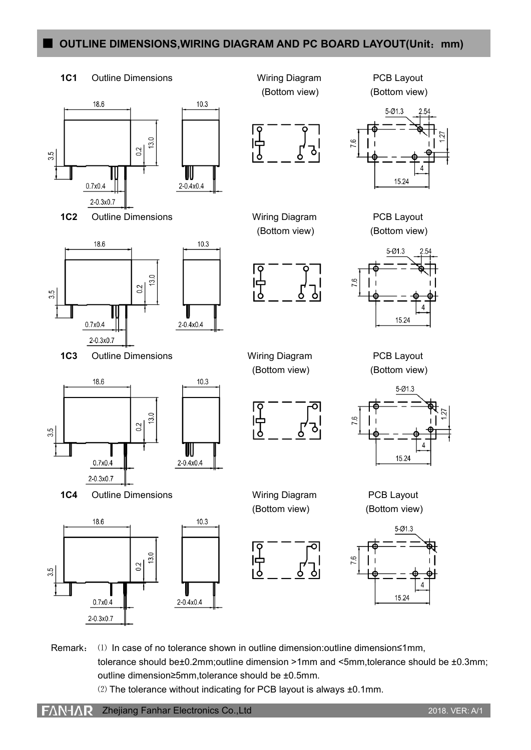## OUTLINE DIMENSIONS,WIRING DIAGRAM AND PC BOARD LAYOUT(Unit：mm)

**1C1** Outline Dimensions

Wiring Diagram (Bottom view)

PCB Layout (Bottom view)

18.6　10.3　3.5　0.2　13.0　0.7x0.4　2-0.3x0.7　2-0.4x0.4

5-Ø1.3　2.54　7.6　1.27　4　15.24

**1C2** Outline Dimensions

Wiring Diagram (Bottom view)

PCB Layout (Bottom view)

18.6　10.3　3.5　0.2　13.0　0.7x0.4　2-0.3x0.7　2-0.4x0.4

5-Ø1.3　2.54　7.6　4　15.24

**1C3** Outline Dimensions

Wiring Diagram (Bottom view)

PCB Layout (Bottom view)

18.6　10.3　3.5　0.2　13.0　0.7x0.4　2-0.3x0.7　2-0.4x0.4

5-Ø1.3　7.6　1.27　4　15.24

**1C4** Outline Dimensions

Wiring Diagram (Bottom view)

PCB Layout (Bottom view)

18.6　10.3　3.5　0.2　13.0　0.7x0.4　2-0.3x0.7　2-0.4x0.4

5-Ø1.3　7.6　4　15.24

Remark： (1) In case of no tolerance shown in outline dimension:outline dimension≤1mm, tolerance should be±0.2mm;outline dimension >1mm and <5mm,tolerance should be ±0.3mm; outline dimension≥5mm,tolerance should be ±0.5mm.

(2) The tolerance without indicating for PCB layout is always ±0.1mm.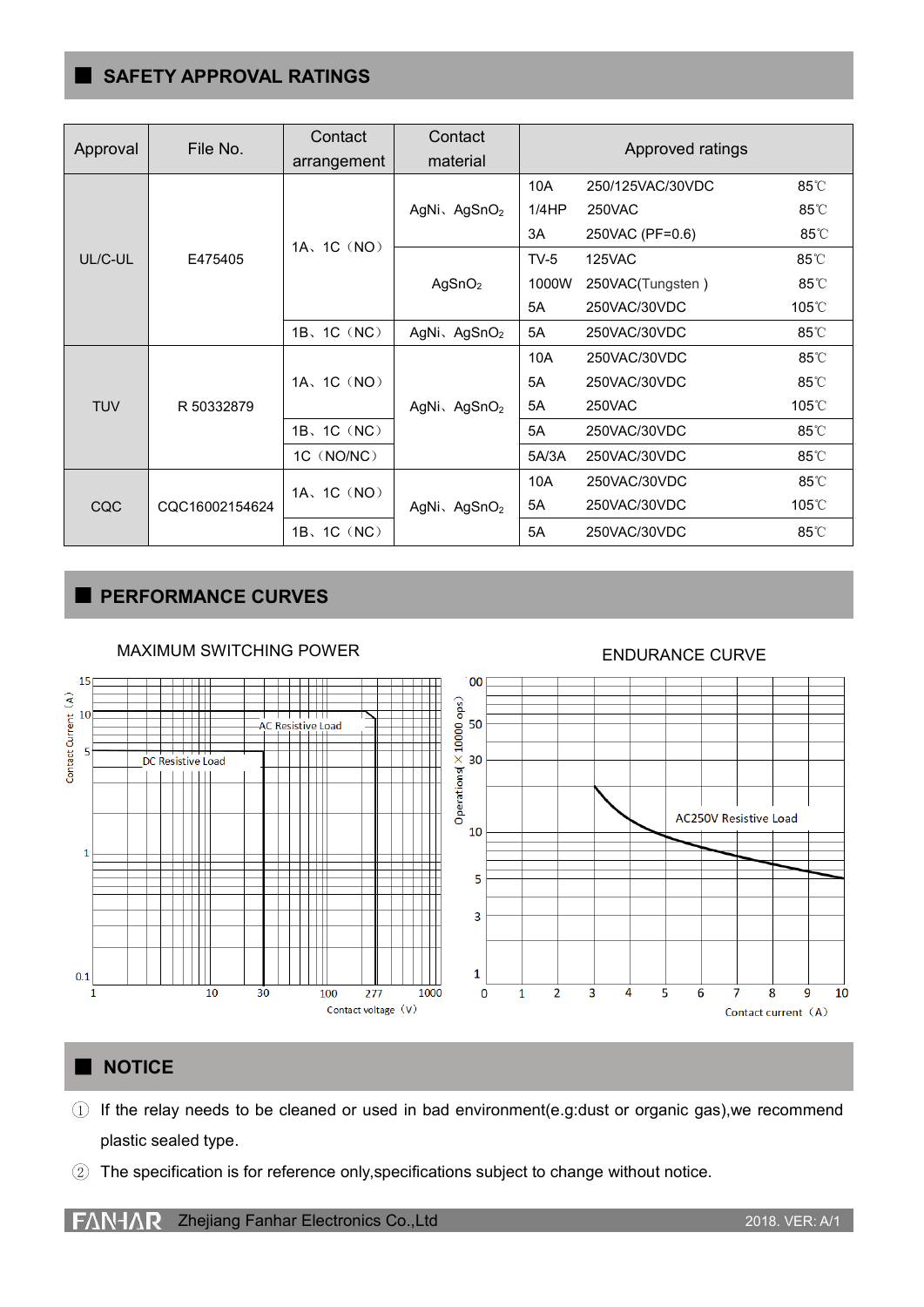## SAFETY APPROVAL RATINGS

| Approval | File No. | Contact arrangement | Contact material | Approved ratings | | |
|---|---|---|---|---|---|---|
| UL/C-UL | E475405 | 1A、1C（NO） | AgNi、$AgSnO_2$ | 10A | 250/125VAC/30VDC | 85℃ |
| | | | | 1/4HP | 250VAC | 85℃ |
| | | | | 3A | 250VAC (PF=0.6) | 85℃ |
| | | | $AgSnO_2$ | TV-5 | 125VAC | 85℃ |
| | | | | 1000W | 250VAC(Tungsten ) | 85℃ |
| | | | | 5A | 250VAC/30VDC | 105℃ |
| | | 1B、1C（NC） | AgNi、$AgSnO_2$ | 5A | 250VAC/30VDC | 85℃ |
| TUV | R 50332879 | 1A、1C（NO） | AgNi、$AgSnO_2$ | 10A | 250VAC/30VDC | 85℃ |
| | | | | 5A | 250VAC/30VDC | 85℃ |
| | | | | 5A | 250VAC | 105℃ |
| | | 1B、1C（NC） | | 5A | 250VAC/30VDC | 85℃ |
| | | 1C（NO/NC） | | 5A/3A | 250VAC/30VDC | 85℃ |
| CQC | CQC16002154624 | 1A、1C（NO） | AgNi、$AgSnO_2$ | 10A | 250VAC/30VDC | 85℃ |
| | | | | 5A | 250VAC/30VDC | 105℃ |
| | | 1B、1C（NC） | | 5A | 250VAC/30VDC | 85℃ |

## PERFORMANCE CURVES

MAXIMUM SWITCHING POWER

Contact Current（A）
15
10
5
1
0.1
AC Resistive Load
DC Resistive Load
1 10 30 100 277 1000
Contact voltage（V）

ENDURANCE CURVE

Operations(× 10000 ops)
00
50
30
10
5
3
1
AC250V Resistive Load
0 1 2 3 4 5 6 7 8 9 10
Contact current（A）

## NOTICE

① If the relay needs to be cleaned or used in bad environment(e.g:dust or organic gas),we recommend plastic sealed type.

② The specification is for reference only,specifications subject to change without notice.